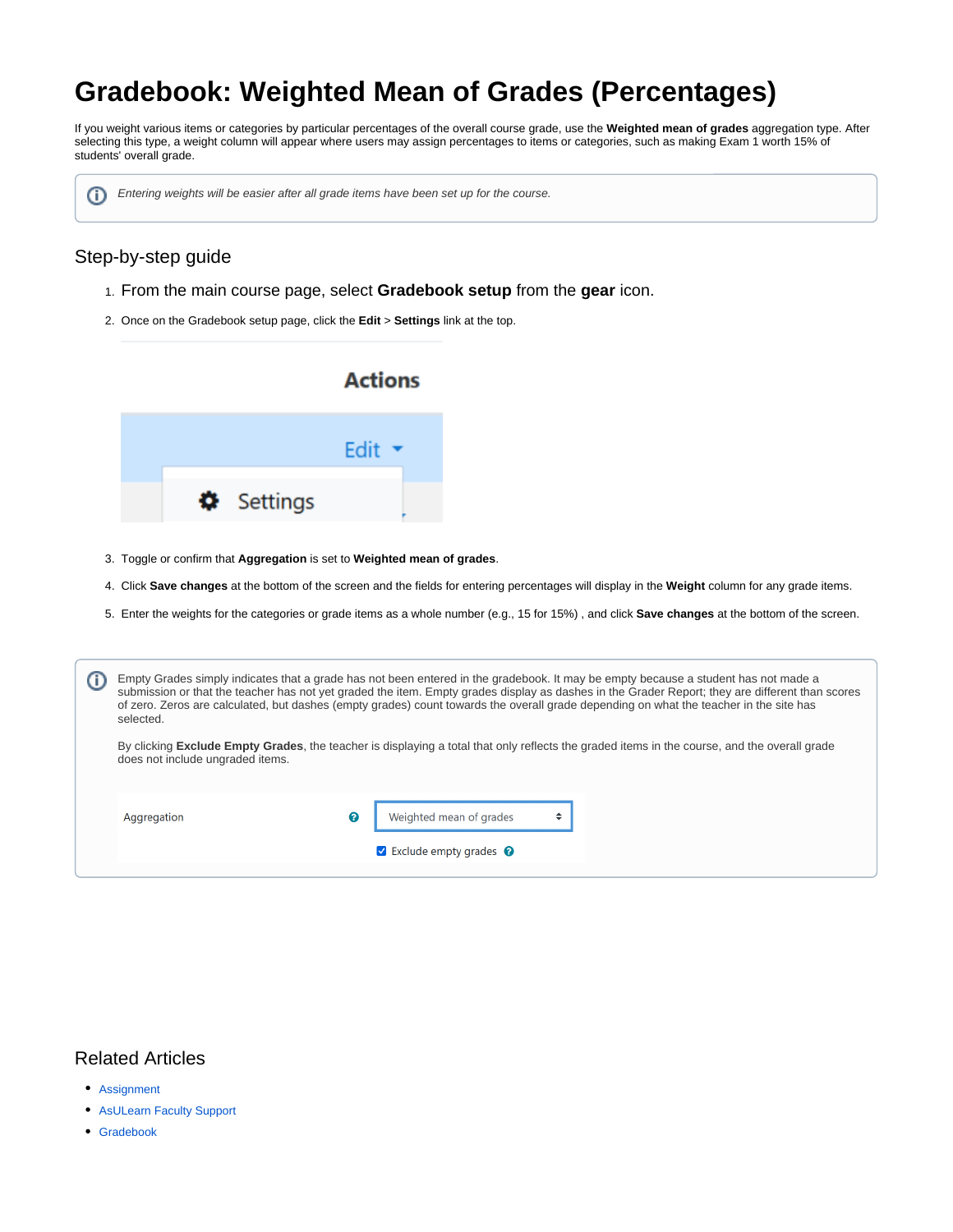# Gradebook: Weighted Mean of Grades (Percentages)

If you weight various items or categories by particular percentages of the overall course grade, use the **Weighted mean of grades** aggregation type. After selecting this type, a weight column will appear where users may assign percentages to items or categories, such as making Exam 1 worth 15% of students' overall grade.

> *Entering weights will be easier after all grade items have been set up for the course.*

## Step-by-step guide

1. From the main course page, select **Gradebook setup** from the **gear** icon.
2. Once on the Gradebook setup page, click the **Edit** > **Settings** link at the top.
3. Toggle or confirm that **Aggregation** is set to **Weighted mean of grades**.
4. Click **Save changes** at the bottom of the screen and the fields for entering percentages will display in the **Weight** column for any grade items.
5. Enter the weights for the categories or grade items as a whole number (e.g., 15 for 15%) , and click **Save changes** at the bottom of the screen.

> Empty Grades simply indicates that a grade has not been entered in the gradebook. It may be empty because a student has not made a submission or that the teacher has not yet graded the item. Empty grades display as dashes in the Grader Report; they are different than scores of zero. Zeros are calculated, but dashes (empty grades) count towards the overall grade depending on what the teacher in the site has selected.
>
> By clicking **Exclude Empty Grades**, the teacher is displaying a total that only reflects the graded items in the course, and the overall grade does not include ungraded items.

## Related Articles

- Assignment
- AsULearn Faculty Support
- Gradebook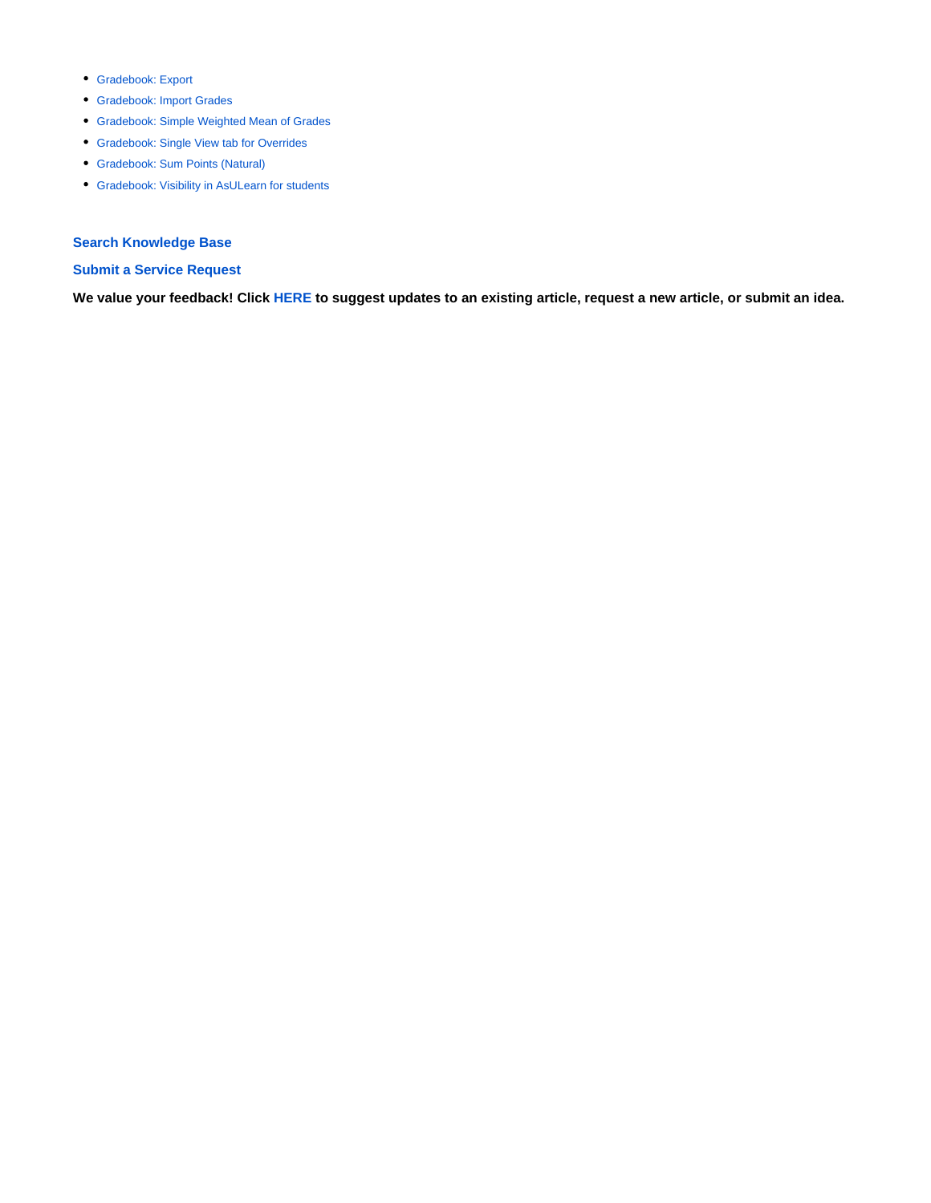- Gradebook: Export
- Gradebook: Import Grades
- Gradebook: Simple Weighted Mean of Grades
- Gradebook: Single View tab for Overrides
- Gradebook: Sum Points (Natural)
- Gradebook: Visibility in AsULearn for students

**Search Knowledge Base**

**Submit a Service Request**

**We value your feedback! Click HERE to suggest updates to an existing article, request a new article, or submit an idea.**